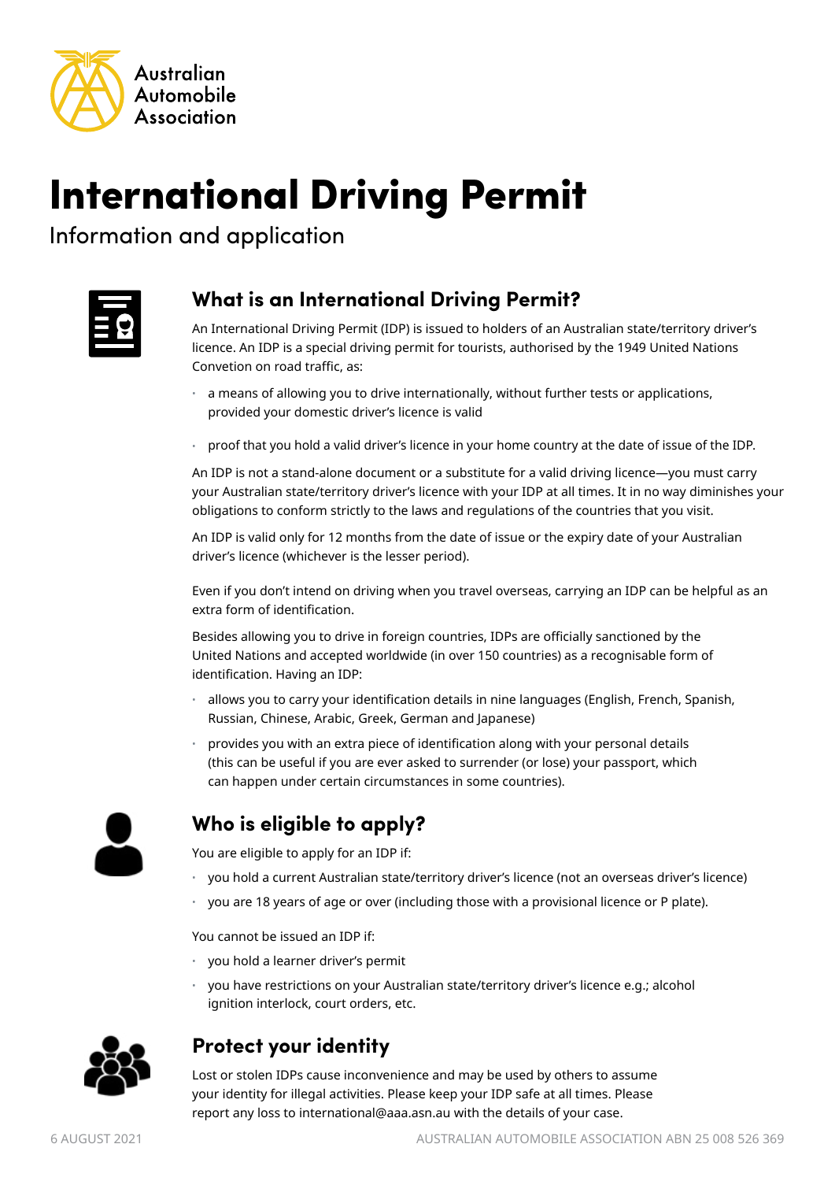Australian Automobile Association

# International Driving Permit

Information and application

## What is an International Driving Permit?

An International Driving Permit (IDP) is issued to holders of an Australian state/territory driver's licence. An IDP is a special driving permit for tourists, authorised by the 1949 United Nations Convetion on road traffic, as:

- a means of allowing you to drive internationally, without further tests or applications, provided your domestic driver's licence is valid
- proof that you hold a valid driver's licence in your home country at the date of issue of the IDP.

An IDP is not a stand-alone document or a substitute for a valid driving licence—you must carry your Australian state/territory driver's licence with your IDP at all times. It in no way diminishes your obligations to conform strictly to the laws and regulations of the countries that you visit.

An IDP is valid only for 12 months from the date of issue or the expiry date of your Australian driver's licence (whichever is the lesser period).

Even if you don't intend on driving when you travel overseas, carrying an IDP can be helpful as an extra form of identification.

Besides allowing you to drive in foreign countries, IDPs are officially sanctioned by the United Nations and accepted worldwide (in over 150 countries) as a recognisable form of identification. Having an IDP:

- allows you to carry your identification details in nine languages (English, French, Spanish, Russian, Chinese, Arabic, Greek, German and Japanese)
- provides you with an extra piece of identification along with your personal details (this can be useful if you are ever asked to surrender (or lose) your passport, which can happen under certain circumstances in some countries).

## Who is eligible to apply?

You are eligible to apply for an IDP if:

- you hold a current Australian state/territory driver's licence (not an overseas driver's licence)
- you are 18 years of age or over (including those with a provisional licence or P plate).

You cannot be issued an IDP if:

- you hold a learner driver's permit
- you have restrictions on your Australian state/territory driver's licence e.g.; alcohol ignition interlock, court orders, etc.

## Protect your identity

Lost or stolen IDPs cause inconvenience and may be used by others to assume your identity for illegal activities. Please keep your IDP safe at all times. Please report any loss to international@aaa.asn.au with the details of your case.

6 AUGUST 2021

AUSTRALIAN AUTOMOBILE ASSOCIATION ABN 25 008 526 369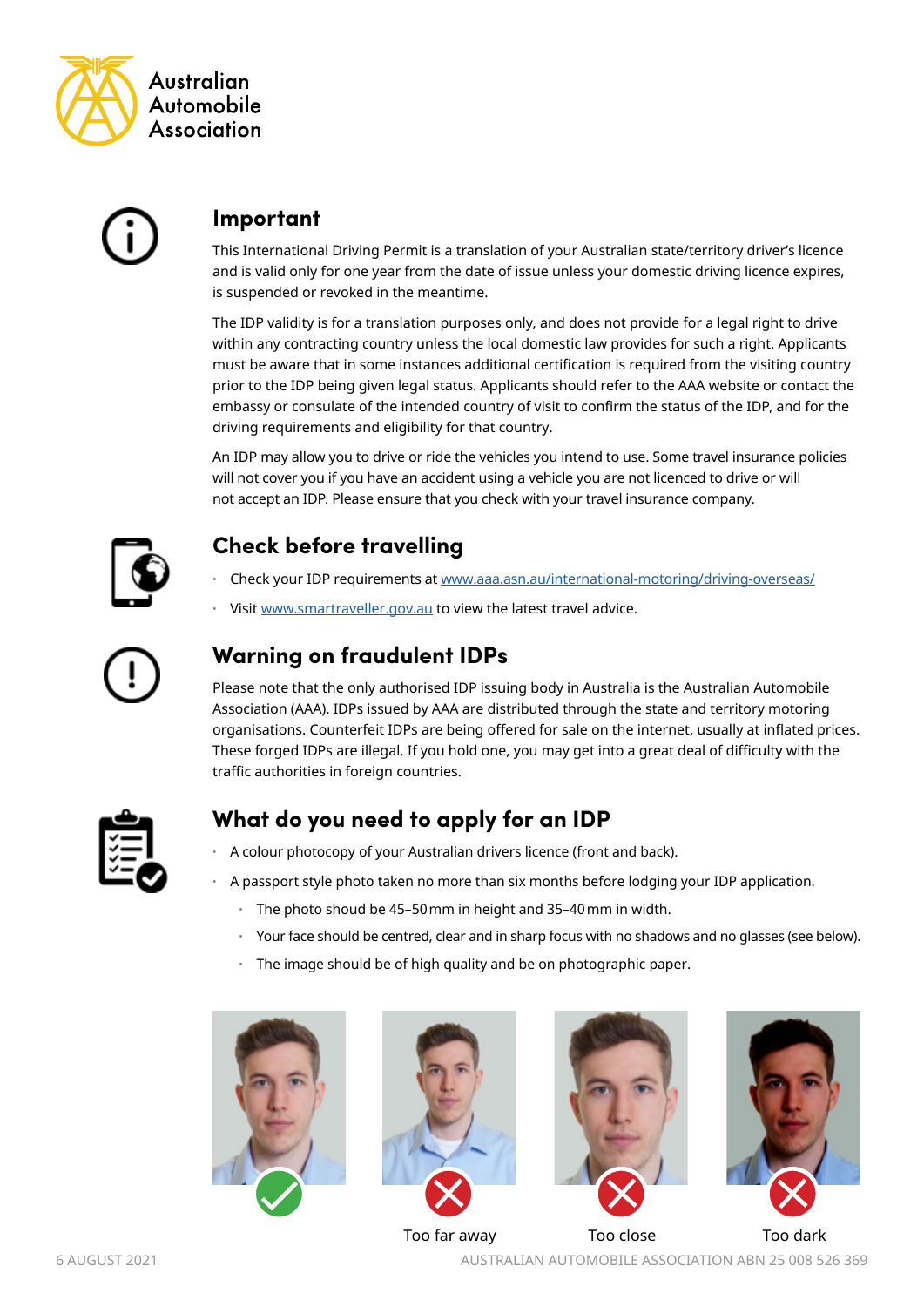Australian Automobile Association

## Important

This International Driving Permit is a translation of your Australian state/territory driver's licence and is valid only for one year from the date of issue unless your domestic driving licence expires, is suspended or revoked in the meantime.

The IDP validity is for a translation purposes only, and does not provide for a legal right to drive within any contracting country unless the local domestic law provides for such a right. Applicants must be aware that in some instances additional certification is required from the visiting country prior to the IDP being given legal status. Applicants should refer to the AAA website or contact the embassy or consulate of the intended country of visit to confirm the status of the IDP, and for the driving requirements and eligibility for that country.

An IDP may allow you to drive or ride the vehicles you intend to use. Some travel insurance policies will not cover you if you have an accident using a vehicle you are not licenced to drive or will not accept an IDP. Please ensure that you check with your travel insurance company.

## Check before travelling

- Check your IDP requirements at www.aaa.asn.au/international-motoring/driving-overseas/
- Visit www.smartraveller.gov.au to view the latest travel advice.

## Warning on fraudulent IDPs

Please note that the only authorised IDP issuing body in Australia is the Australian Automobile Association (AAA). IDPs issued by AAA are distributed through the state and territory motoring organisations. Counterfeit IDPs are being offered for sale on the internet, usually at inflated prices. These forged IDPs are illegal. If you hold one, you may get into a great deal of difficulty with the traffic authorities in foreign countries.

## What do you need to apply for an IDP

- A colour photocopy of your Australian drivers licence (front and back).
- A passport style photo taken no more than six months before lodging your IDP application.
  - The photo shoud be 45–50 mm in height and 35–40 mm in width.
  - Your face should be centred, clear and in sharp focus with no shadows and no glasses (see below).
  - The image should be of high quality and be on photographic paper.

Too far away

Too close

Too dark

6 AUGUST 2021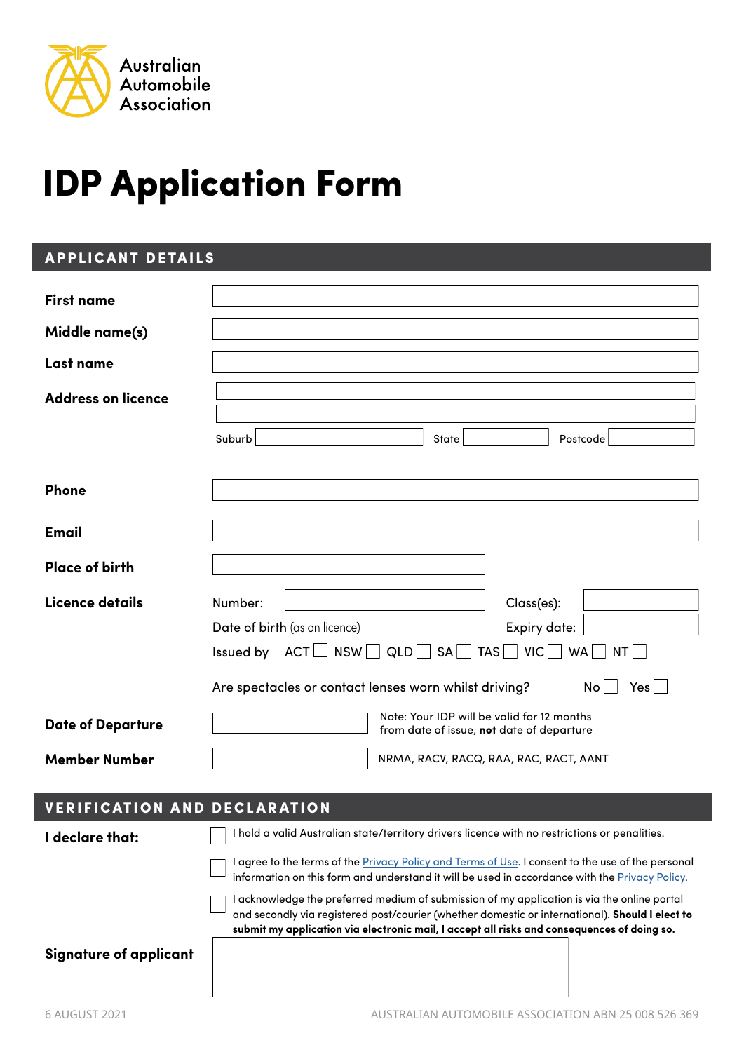Australian Automobile Association

# IDP Application Form

## APPLICANT DETAILS

**First name**

**Middle name(s)**

**Last name**

**Address on licence**

Suburb State Postcode

**Phone**

**Email**

**Place of birth**

**Licence details**

Number: Class(es):

Date of birth (as on licence) Expiry date:

Issued by ACT ☐ NSW ☐ QLD ☐ SA ☐ TAS ☐ VIC ☐ WA ☐ NT ☐

Are spectacles or contact lenses worn whilst driving? No ☐ Yes ☐

**Date of Departure**

Note: Your IDP will be valid for 12 months from date of issue, **not** date of departure

**Member Number**

NRMA, RACV, RACQ, RAA, RAC, RACT, AANT

## VERIFICATION AND DECLARATION

**I declare that:**

☐ I hold a valid Australian state/territory drivers licence with no restrictions or penalties.

☐ I agree to the terms of the Privacy Policy and Terms of Use. I consent to the use of the personal information on this form and understand it will be used in accordance with the Privacy Policy.

☐ I acknowledge the preferred medium of submission of my application is via the online portal and secondly via registered post/courier (whether domestic or international). **Should I elect to submit my application via electronic mail, I accept all risks and consequences of doing so.**

**Signature of applicant**

6 AUGUST 2021

AUSTRALIAN AUTOMOBILE ASSOCIATION ABN 25 008 526 369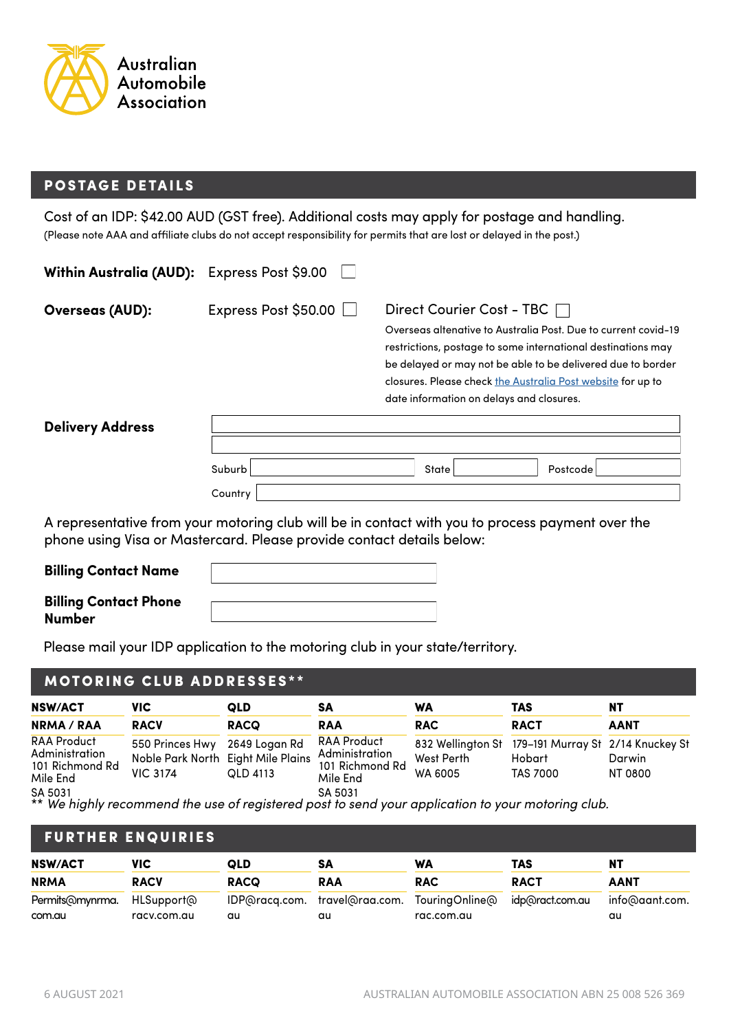Australian Automobile Association

## POSTAGE DETAILS

Cost of an IDP: $42.00 AUD (GST free). Additional costs may apply for postage and handling.
(Please note AAA and affiliate clubs do not accept responsibility for permits that are lost or delayed in the post.)

**Within Australia (AUD):** Express Post $9.00 ☐

**Overseas (AUD):** Express Post $50.00 ☐ Direct Courier Cost - TBC ☐

Overseas altenative to Australia Post. Due to current covid-19 restrictions, postage to some international destinations may be delayed or may not be able to be delivered due to border closures. Please check the Australia Post website for up to date information on delays and closures.

**Delivery Address**

Suburb ____ State ____ Postcode ____

Country ____

A representative from your motoring club will be in contact with you to process payment over the phone using Visa or Mastercard. Please provide contact details below:

**Billing Contact Name**

**Billing Contact Phone Number**

Please mail your IDP application to the motoring club in your state/territory.

## MOTORING CLUB ADDRESSES**

| NSW/ACT | VIC | QLD | SA | WA | TAS | NT |
|---|---|---|---|---|---|---|
| **NRMA / RAA** | **RACV** | **RACQ** | **RAA** | **RAC** | **RACT** | **AANT** |
| RAA Product Administration 101 Richmond Rd Mile End SA 5031 | 550 Princes Hwy Noble Park North VIC 3174 | 2649 Logan Rd Eight Mile Plains QLD 4113 | RAA Product Administration 101 Richmond Rd Mile End SA 5031 | 832 Wellington St West Perth WA 6005 | 179–191 Murray St Hobart TAS 7000 | 2/14 Knuckey St Darwin NT 0800 |

** *We highly recommend the use of registered post to send your application to your motoring club.*

## FURTHER ENQUIRIES

| NSW/ACT | VIC | QLD | SA | WA | TAS | NT |
|---|---|---|---|---|---|---|
| **NRMA** | **RACV** | **RACQ** | **RAA** | **RAC** | **RACT** | **AANT** |
| Permits@mynrma.com.au | HLSupport@racv.com.au | IDP@racq.com.au | travel@raa.com.au | TouringOnline@rac.com.au | idp@ract.com.au | info@aant.com.au |

6 AUGUST 2021 AUSTRALIAN AUTOMOBILE ASSOCIATION ABN 25 008 526 369